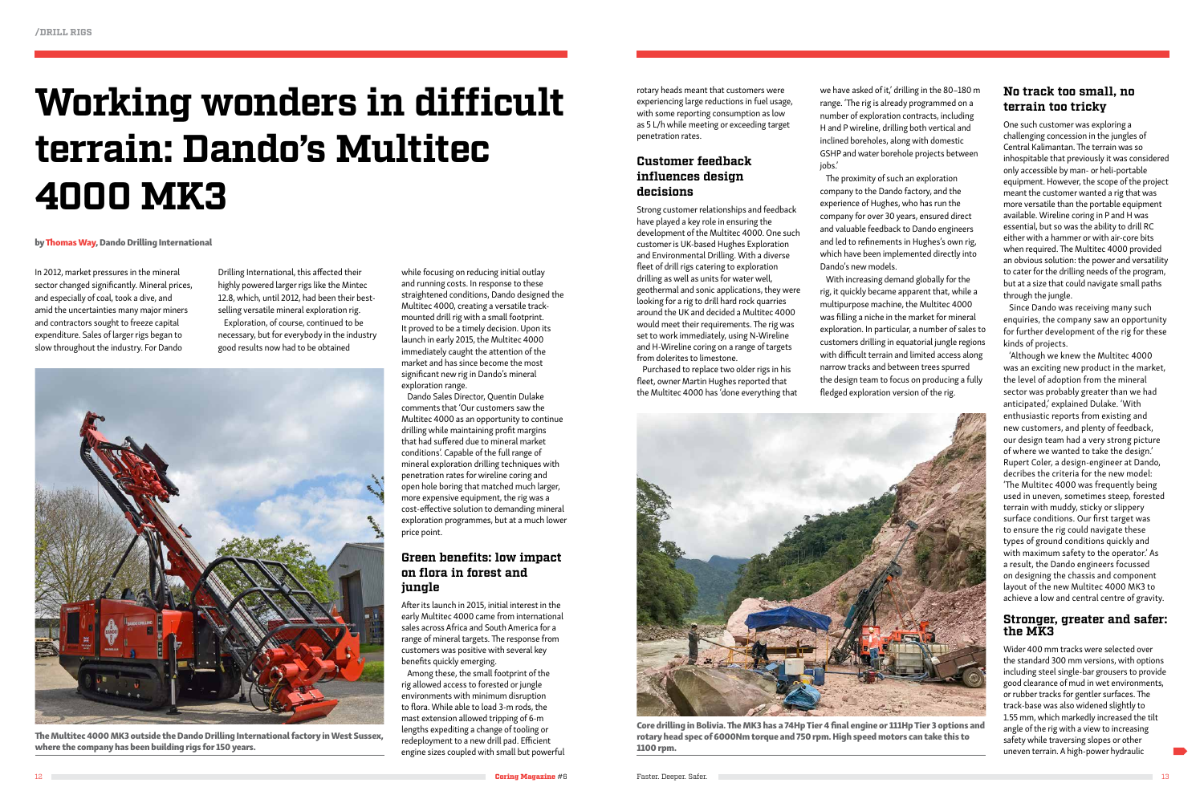# Working wonders in difficult terrain: Dando's Multitec 4000 MK3

**by Thomas Way, Dando Drilling International**

In 2012, market pressures in the mineral sector changed significantly. Mineral prices, and especially of coal, took a dive, and amid the uncertainties many major miners and contractors sought to freeze capital expenditure. Sales of larger rigs began to slow throughout the industry. For Dando Drilling International, this affected their highly powered larger rigs like the Mintec 12.8, which, until 2012, had been their best-selling versatile mineral exploration rig.

Exploration, of course, continued to be necessary, but for everybody in the industry good results now had to be obtained while focusing on reducing initial outlay and running costs. In response to these straightened conditions, Dando designed the Multitec 4000, creating a versatile track-mounted drill rig with a small footprint. It proved to be a timely decision. Upon its launch in early 2015, the Multitec 4000 immediately caught the attention of the market and has since become the most significant new rig in Dando's mineral exploration range.

The Multitec 4000 MK3 outside the Dando Drilling International factory in West Sussex, where the company has been building rigs for 150 years.

Dando Sales Director, Quentin Dulake comments that 'Our customers saw the Multitec 4000 as an opportunity to continue drilling while maintaining profit margins that had suffered due to mineral market conditions'. Capable of the full range of mineral exploration drilling techniques with penetration rates for wireline coring and open hole boring that matched much larger, more expensive equipment, the rig was a cost-effective solution to demanding mineral exploration programmes, but at a much lower price point.

## Green benefits: low impact on flora in forest and jungle

After its launch in 2015, initial interest in the early Multitec 4000 came from international sales across Africa and South America for a range of mineral targets. The response from customers was positive with several key benefits quickly emerging.

Among these, the small footprint of the rig allowed access to forested or jungle environments with minimum disruption to flora. While able to load 3-m rods, the mast extension allowed tripping of 6-m lengths expediting a change of tooling or redeployment to a new drill pad. Efficient engine sizes coupled with small but powerful rotary heads meant that customers were experiencing large reductions in fuel usage, with some reporting consumption as low as 5 L/h while meeting or exceeding target penetration rates.

## Customer feedback influences design decisions

Strong customer relationships and feedback have played a key role in ensuring the development of the Multitec 4000. One such customer is UK-based Hughes Exploration and Environmental Drilling. With a diverse fleet of drill rigs catering to exploration drilling as well as units for water well, geothermal and sonic applications, they were looking for a rig to drill hard rock quarries around the UK and decided a Multitec 4000 would meet their requirements. The rig was set to work immediately, using N-Wireline and H-Wireline coring on a range of targets from dolerites to limestone.

Purchased to replace two older rigs in his fleet, owner Martin Hughes reported that the Multitec 4000 has 'done everything that we have asked of it,' drilling in the 80–180 m range. 'The rig is already programmed on a number of exploration contracts, including H and P wireline, drilling both vertical and inclined boreholes, along with domestic GSHP and water borehole projects between jobs.'

The proximity of such an exploration company to the Dando factory, and the experience of Hughes, who has run the company for over 30 years, ensured direct and valuable feedback to Dando engineers and led to refinements in Hughes's own rig, which have been implemented directly into Dando's new models.

With increasing demand globally for the rig, it quickly became apparent that, while a multipurpose machine, the Multitec 4000 was filling a niche in the market for mineral exploration. In particular, a number of sales to customers drilling in equatorial jungle regions with difficult terrain and limited access along narrow tracks and between trees spurred the design team to focus on producing a fully fledged exploration version of the rig.

Core drilling in Bolivia. The MK3 has a 74Hp Tier 4 final engine or 111Hp Tier 3 options and rotary head spec of 6000Nm torque and 750 rpm. High speed motors can take this to 1100 rpm.

## No track too small, no terrain too tricky

One such customer was exploring a challenging concession in the jungles of Central Kalimantan. The terrain was so inhospitable that previously it was considered only accessible by man- or heli-portable equipment. However, the scope of the project meant the customer wanted a rig that was more versatile than the portable equipment available. Wireline coring in P and H was essential, but so was the ability to drill RC either with a hammer or with air-core bits when required. The Multitec 4000 provided an obvious solution: the power and versatility to cater for the drilling needs of the program, but at a size that could navigate small paths through the jungle.

Since Dando was receiving many such enquiries, the company saw an opportunity for further development of the rig for these kinds of projects.

'Although we knew the Multitec 4000 was an exciting new product in the market, the level of adoption from the mineral sector was probably greater than we had anticipated,' explained Dulake. 'With enthusiastic reports from existing and new customers, and plenty of feedback, our design team had a very strong picture of where we wanted to take the design.' Rupert Coler, a design-engineer at Dando, decribes the criteria for the new model: 'The Multitec 4000 was frequently being used in uneven, sometimes steep, forested terrain with muddy, sticky or slippery surface conditions. Our first target was to ensure the rig could navigate these types of ground conditions quickly and with maximum safety to the operator.' As a result, the Dando engineers focussed on designing the chassis and component layout of the new Multitec 4000 MK3 to achieve a low and central centre of gravity.

## Stronger, greater and safer: the MK3

Wider 400 mm tracks were selected over the standard 300 mm versions, with options including steel single-bar grousers to provide good clearance of mud in wet environments, or rubber tracks for gentler surfaces. The track-base was also widened slightly to 1.55 mm, which markedly increased the tilt angle of the rig with a view to increasing safety while traversing slopes or other uneven terrain. A high-power hydraulic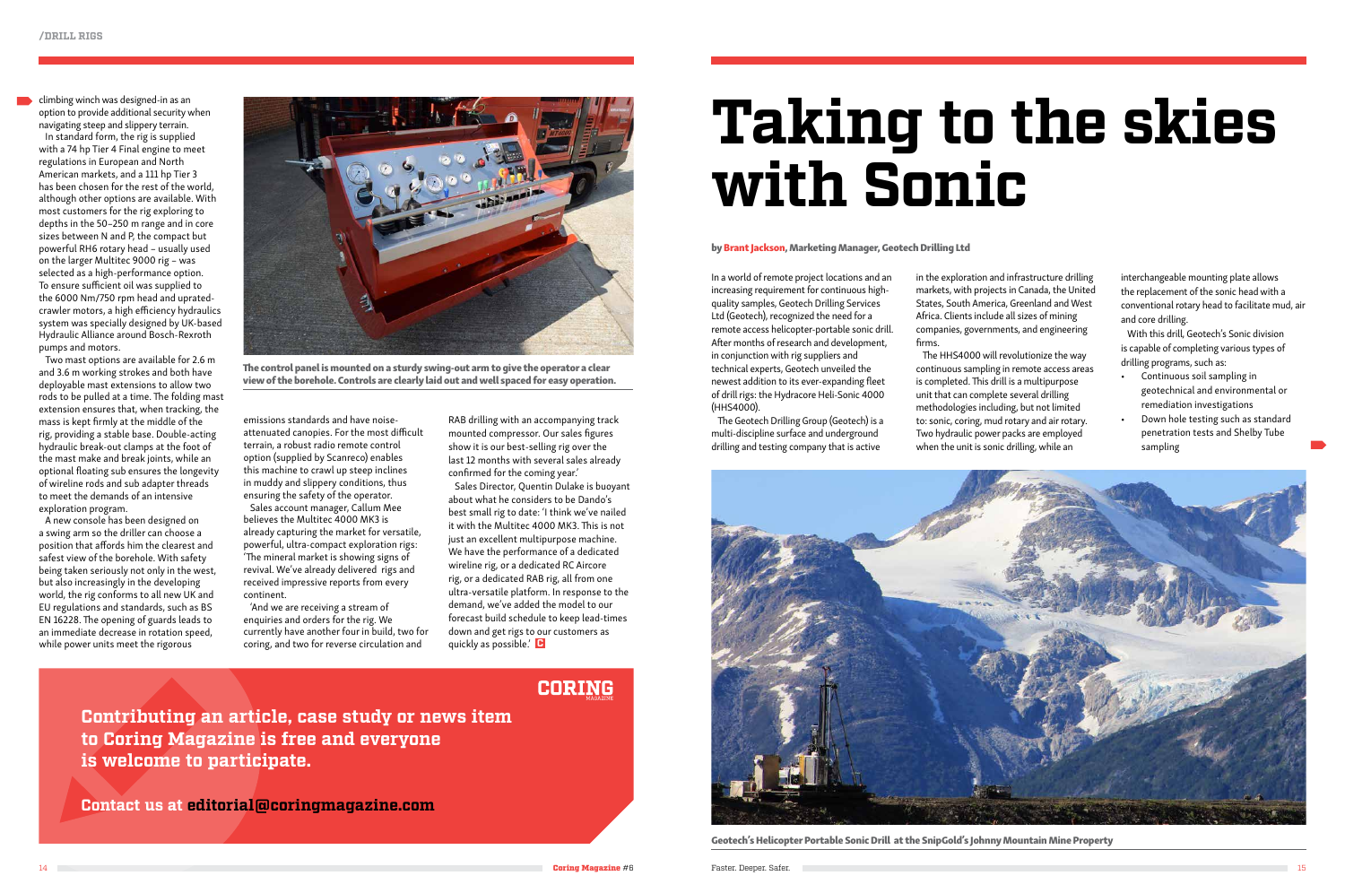climbing winch was designed-in as an option to provide additional security when navigating steep and slippery terrain.

In standard form, the rig is supplied with a 74 hp Tier 4 Final engine to meet regulations in European and North American markets, and a 111 hp Tier 3 has been chosen for the rest of the world, although other options are available. With most customers for the rig exploring to depths in the 50–250 m range and in core sizes between N and P, the compact but powerful RH6 rotary head – usually used on the larger Multitec 9000 rig – was selected as a high-performance option. To ensure sufficient oil was supplied to the 6000 Nm/750 rpm head and uprated-crawler motors, a high efficiency hydraulics system was specially designed by UK-based Hydraulic Alliance around Bosch-Rexroth pumps and motors.

Two mast options are available for 2.6 m and 3.6 m working strokes and both have deployable mast extensions to allow two rods to be pulled at a time. The folding mast extension ensures that, when tracking, the mass is kept firmly at the middle of the rig, providing a stable base. Double-acting hydraulic break-out clamps at the foot of the mast make and break joints, while an optional floating sub ensures the longevity of wireline rods and sub adapter threads to meet the demands of an intensive exploration program.

A new console has been designed on a swing arm so the driller can choose a position that affords him the clearest and safest view of the borehole. With safety being taken seriously not only in the west, but also increasingly in the developing world, the rig conforms to all new UK and EU regulations and standards, such as BS EN 16228. The opening of guards leads to an immediate decrease in rotation speed, while power units meet the rigorous emissions standards and have noise-attenuated canopies. For the most difficult terrain, a robust radio remote control option (supplied by Scanreco) enables this machine to crawl up steep inclines in muddy and slippery conditions, thus ensuring the safety of the operator.

**The control panel is mounted on a sturdy swing-out arm to give the operator a clear view of the borehole. Controls are clearly laid out and well spaced for easy operation.**

Sales account manager, Callum Mee believes the Multitec 4000 MK3 is already capturing the market for versatile, powerful, ultra-compact exploration rigs: 'The mineral market is showing signs of revival. We've already delivered rigs and received impressive reports from every continent.

'And we are receiving a stream of enquiries and orders for the rig. We currently have another four in build, two for coring, and two for reverse circulation and RAB drilling with an accompanying track mounted compressor. Our sales figures show it is our best-selling rig over the last 12 months with several sales already confirmed for the coming year.'

Sales Director, Quentin Dulake is buoyant about what he considers to be Dando's best small rig to date: 'I think we've nailed it with the Multitec 4000 MK3. This is not just an excellent multipurpose machine. We have the performance of a dedicated wireline rig, or a dedicated RC Aircore rig, or a dedicated RAB rig, all from one ultra-versatile platform. In response to the demand, we've added the model to our forecast build schedule to keep lead-times down and get rigs to our customers as quickly as possible.'

**Contributing an article, case study or news item to Coring Magazine is free and everyone is welcome to participate.**

**Contact us at editorial@coringmagazine.com**

# Taking to the skies with Sonic

**by Brant Jackson, Marketing Manager, Geotech Drilling Ltd**

In a world of remote project locations and an increasing requirement for continuous high-quality samples, Geotech Drilling Services Ltd (Geotech), recognized the need for a remote access helicopter-portable sonic drill. After months of research and development, in conjunction with rig suppliers and technical experts, Geotech unveiled the newest addition to its ever-expanding fleet of drill rigs: the Hydracore Heli-Sonic 4000 (HHS4000).

The Geotech Drilling Group (Geotech) is a multi-discipline surface and underground drilling and testing company that is active in the exploration and infrastructure drilling markets, with projects in Canada, the United States, South America, Greenland and West Africa. Clients include all sizes of mining companies, governments, and engineering firms.

The HHS4000 will revolutionize the way continuous sampling in remote access areas is completed. This drill is a multipurpose unit that can complete several drilling methodologies including, but not limited to: sonic, coring, mud rotary and air rotary. Two hydraulic power packs are employed when the unit is sonic drilling, while an interchangeable mounting plate allows the replacement of the sonic head with a conventional rotary head to facilitate mud, air and core drilling.

With this drill, Geotech's Sonic division is capable of completing various types of drilling programs, such as:

- Continuous soil sampling in geotechnical and environmental or remediation investigations
- Down hole testing such as standard penetration tests and Shelby Tube sampling

**Geotech's Helicopter Portable Sonic Drill at the SnipGold's Johnny Mountain Mine Property**